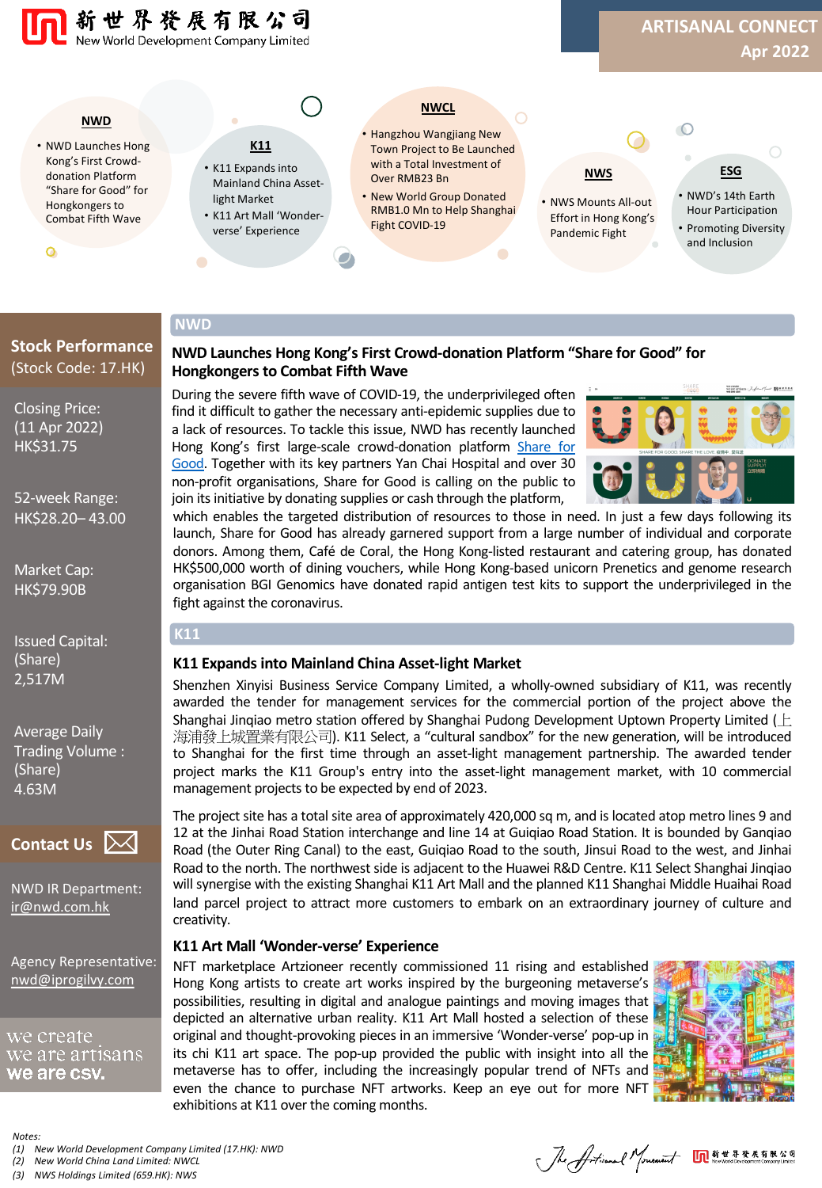新世界發展有限公司
New World Development Company Limited

# ARTISANAL CONNECT
Apr 2022

**NWD**
- NWD Launches Hong Kong's First Crowd-donation Platform "Share for Good" for Hongkongers to Combat Fifth Wave

**K11**
- K11 Expands into Mainland China Asset-light Market
- K11 Art Mall 'Wonder-verse' Experience

**NWCL**
- Hangzhou Wangjiang New Town Project to Be Launched with a Total Investment of Over RMB23 Bn
- New World Group Donated RMB1.0 Mn to Help Shanghai Fight COVID-19

**NWS**
- NWS Mounts All-out Effort in Hong Kong's Pandemic Fight

**ESG**
- NWD's 14th Earth Hour Participation
- Promoting Diversity and Inclusion

## NWD

### NWD Launches Hong Kong's First Crowd-donation Platform "Share for Good" for Hongkongers to Combat Fifth Wave

During the severe fifth wave of COVID-19, the underprivileged often find it difficult to gather the necessary anti-epidemic supplies due to a lack of resources. To tackle this issue, NWD has recently launched Hong Kong's first large-scale crowd-donation platform Share for Good. Together with its key partners Yan Chai Hospital and over 30 non-profit organisations, Share for Good is calling on the public to join its initiative by donating supplies or cash through the platform, which enables the targeted distribution of resources to those in need. In just a few days following its launch, Share for Good has already garnered support from a large number of individual and corporate donors. Among them, Café de Coral, the Hong Kong-listed restaurant and catering group, has donated HK$500,000 worth of dining vouchers, while Hong Kong-based unicorn Prenetics and genome research organisation BGI Genomics have donated rapid antigen test kits to support the underprivileged in the fight against the coronavirus.

## K11

### K11 Expands into Mainland China Asset-light Market

Shenzhen Xinyisi Business Service Company Limited, a wholly-owned subsidiary of K11, was recently awarded the tender for management services for the commercial portion of the project above the Shanghai Jinqiao metro station offered by Shanghai Pudong Development Uptown Property Limited (上海浦發上城置業有限公司). K11 Select, a "cultural sandbox" for the new generation, will be introduced to Shanghai for the first time through an asset-light management partnership. The awarded tender project marks the K11 Group's entry into the asset-light management market, with 10 commercial management projects to be expected by end of 2023.

The project site has a total site area of approximately 420,000 sq m, and is located atop metro lines 9 and 12 at the Jinhai Road Station interchange and line 14 at Guiqiao Road Station. It is bounded by Ganqiao Road (the Outer Ring Canal) to the east, Guiqiao Road to the south, Jinsui Road to the west, and Jinhai Road to the north. The northwest side is adjacent to the Huawei R&D Centre. K11 Select Shanghai Jinqiao will synergise with the existing Shanghai K11 Art Mall and the planned K11 Shanghai Middle Huaihai Road land parcel project to attract more customers to embark on an extraordinary journey of culture and creativity.

### K11 Art Mall 'Wonder-verse' Experience

NFT marketplace Artzioneer recently commissioned 11 rising and established Hong Kong artists to create art works inspired by the burgeoning metaverse's possibilities, resulting in digital and analogue paintings and moving images that depicted an alternative urban reality. K11 Art Mall hosted a selection of these original and thought-provoking pieces in an immersive 'Wonder-verse' pop-up in its chi K11 art space. The pop-up provided the public with insight into all the metaverse has to offer, including the increasingly popular trend of NFTs and even the chance to purchase NFT artworks. Keep an eye out for more NFT exhibitions at K11 over the coming months.

## Stock Performance
(Stock Code: 17.HK)

Closing Price: (11 Apr 2022) HK$31.75

52-week Range: HK$28.20– 43.00

Market Cap: HK$79.90B

Issued Capital: (Share) 2,517M

Average Daily Trading Volume : (Share) 4.63M

## Contact Us

NWD IR Department: ir@nwd.com.hk

Agency Representative: nwd@iprogilvy.com

we create
we are artisans
we are csv.

*Notes:*
*(1) New World Development Company Limited (17.HK): NWD*
*(2) New World China Land Limited: NWCL*
*(3) NWS Holdings Limited (659.HK): NWS*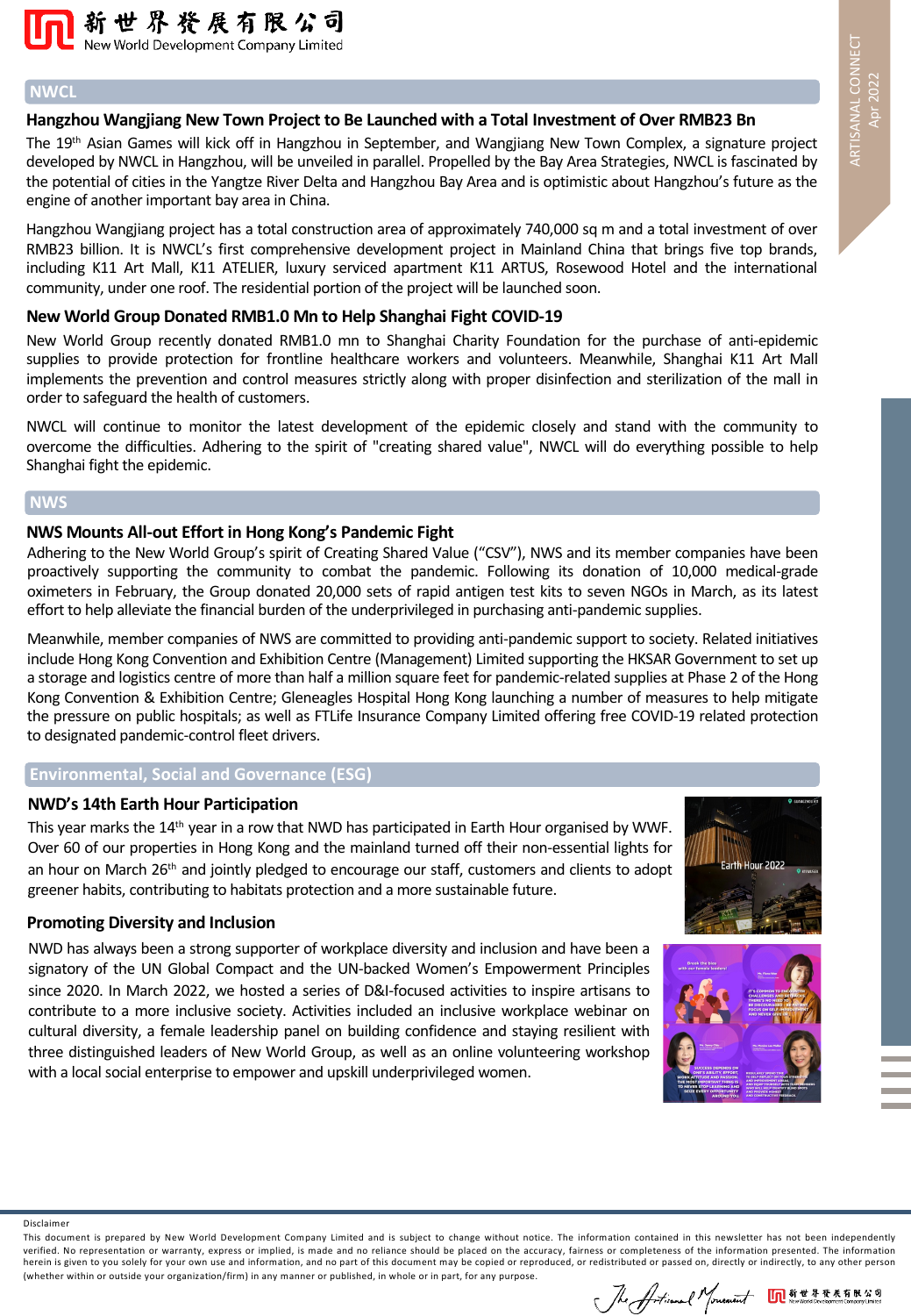## NWCL

### Hangzhou Wangjiang New Town Project to Be Launched with a Total Investment of Over RMB23 Bn

The 19th Asian Games will kick off in Hangzhou in September, and Wangjiang New Town Complex, a signature project developed by NWCL in Hangzhou, will be unveiled in parallel. Propelled by the Bay Area Strategies, NWCL is fascinated by the potential of cities in the Yangtze River Delta and Hangzhou Bay Area and is optimistic about Hangzhou's future as the engine of another important bay area in China.

Hangzhou Wangjiang project has a total construction area of approximately 740,000 sq m and a total investment of over RMB23 billion. It is NWCL's first comprehensive development project in Mainland China that brings five top brands, including K11 Art Mall, K11 ATELIER, luxury serviced apartment K11 ARTUS, Rosewood Hotel and the international community, under one roof. The residential portion of the project will be launched soon.

### New World Group Donated RMB1.0 Mn to Help Shanghai Fight COVID-19

New World Group recently donated RMB1.0 mn to Shanghai Charity Foundation for the purchase of anti-epidemic supplies to provide protection for frontline healthcare workers and volunteers. Meanwhile, Shanghai K11 Art Mall implements the prevention and control measures strictly along with proper disinfection and sterilization of the mall in order to safeguard the health of customers.

NWCL will continue to monitor the latest development of the epidemic closely and stand with the community to overcome the difficulties. Adhering to the spirit of "creating shared value", NWCL will do everything possible to help Shanghai fight the epidemic.

## NWS

### NWS Mounts All-out Effort in Hong Kong's Pandemic Fight

Adhering to the New World Group's spirit of Creating Shared Value ("CSV"), NWS and its member companies have been proactively supporting the community to combat the pandemic. Following its donation of 10,000 medical-grade oximeters in February, the Group donated 20,000 sets of rapid antigen test kits to seven NGOs in March, as its latest effort to help alleviate the financial burden of the underprivileged in purchasing anti-pandemic supplies.

Meanwhile, member companies of NWS are committed to providing anti-pandemic support to society. Related initiatives include Hong Kong Convention and Exhibition Centre (Management) Limited supporting the HKSAR Government to set up a storage and logistics centre of more than half a million square feet for pandemic-related supplies at Phase 2 of the Hong Kong Convention & Exhibition Centre; Gleneagles Hospital Hong Kong launching a number of measures to help mitigate the pressure on public hospitals; as well as FTLife Insurance Company Limited offering free COVID-19 related protection to designated pandemic-control fleet drivers.

## Environmental, Social and Governance (ESG)

### NWD's 14th Earth Hour Participation

This year marks the 14th year in a row that NWD has participated in Earth Hour organised by WWF. Over 60 of our properties in Hong Kong and the mainland turned off their non-essential lights for an hour on March 26th and jointly pledged to encourage our staff, customers and clients to adopt greener habits, contributing to habitats protection and a more sustainable future.

### Promoting Diversity and Inclusion

NWD has always been a strong supporter of workplace diversity and inclusion and have been a signatory of the UN Global Compact and the UN-backed Women's Empowerment Principles since 2020. In March 2022, we hosted a series of D&I-focused activities to inspire artisans to contribute to a more inclusive society. Activities included an inclusive workplace webinar on cultural diversity, a female leadership panel on building confidence and staying resilient with three distinguished leaders of New World Group, as well as an online volunteering workshop with a local social enterprise to empower and upskill underprivileged women.

Disclaimer

This document is prepared by New World Development Company Limited and is subject to change without notice. The information contained in this newsletter has not been independently verified. No representation or warranty, express or implied, is made and no reliance should be placed on the accuracy, fairness or completeness of the information presented. The information herein is given to you solely for your own use and information, and no part of this document may be copied or reproduced, or redistributed or passed on, directly or indirectly, to any other person (whether within or outside your organization/firm) in any manner or published, in whole or in part, for any purpose.